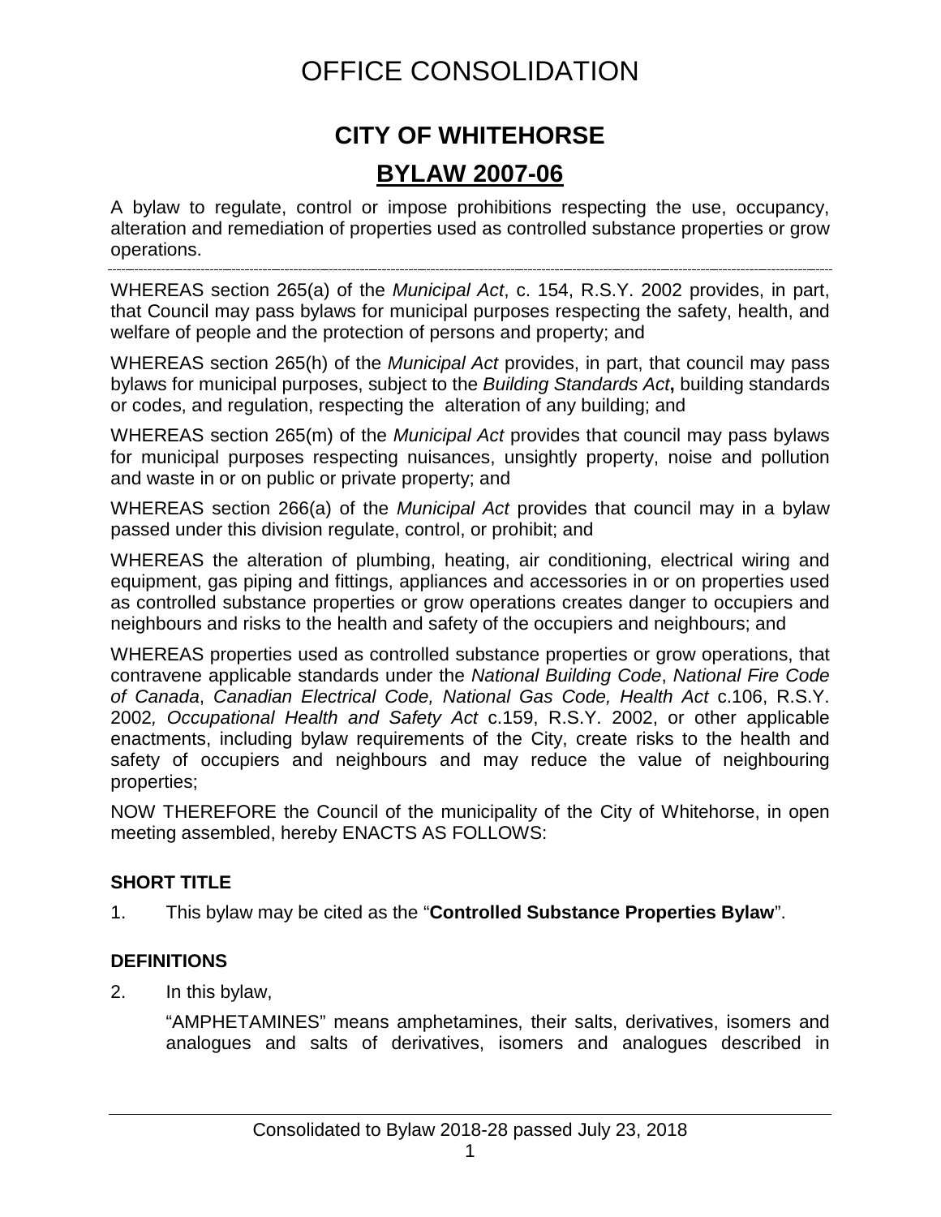# OFFICE CONSOLIDATION

## CITY OF WHITEHORSE

## BYLAW 2007-06

A bylaw to regulate, control or impose prohibitions respecting the use, occupancy, alteration and remediation of properties used as controlled substance properties or grow operations.

---

WHEREAS section 265(a) of the *Municipal Act*, c. 154, R.S.Y. 2002 provides, in part, that Council may pass bylaws for municipal purposes respecting the safety, health, and welfare of people and the protection of persons and property; and

WHEREAS section 265(h) of the *Municipal Act* provides, in part, that council may pass bylaws for municipal purposes, subject to the *Building Standards Act*, building standards or codes, and regulation, respecting the alteration of any building; and

WHEREAS section 265(m) of the *Municipal Act* provides that council may pass bylaws for municipal purposes respecting nuisances, unsightly property, noise and pollution and waste in or on public or private property; and

WHEREAS section 266(a) of the *Municipal Act* provides that council may in a bylaw passed under this division regulate, control, or prohibit; and

WHEREAS the alteration of plumbing, heating, air conditioning, electrical wiring and equipment, gas piping and fittings, appliances and accessories in or on properties used as controlled substance properties or grow operations creates danger to occupiers and neighbours and risks to the health and safety of the occupiers and neighbours; and

WHEREAS properties used as controlled substance properties or grow operations, that contravene applicable standards under the *National Building Code*, *National Fire Code of Canada*, *Canadian Electrical Code, National Gas Code, Health Act* c.106, R.S.Y. 2002*, Occupational Health and Safety Act* c.159, R.S.Y. 2002, or other applicable enactments, including bylaw requirements of the City, create risks to the health and safety of occupiers and neighbours and may reduce the value of neighbouring properties;

NOW THEREFORE the Council of the municipality of the City of Whitehorse, in open meeting assembled, hereby ENACTS AS FOLLOWS:

### SHORT TITLE

1. This bylaw may be cited as the "**Controlled Substance Properties Bylaw**".

### DEFINITIONS

2. In this bylaw,

   "AMPHETAMINES" means amphetamines, their salts, derivatives, isomers and analogues and salts of derivatives, isomers and analogues described in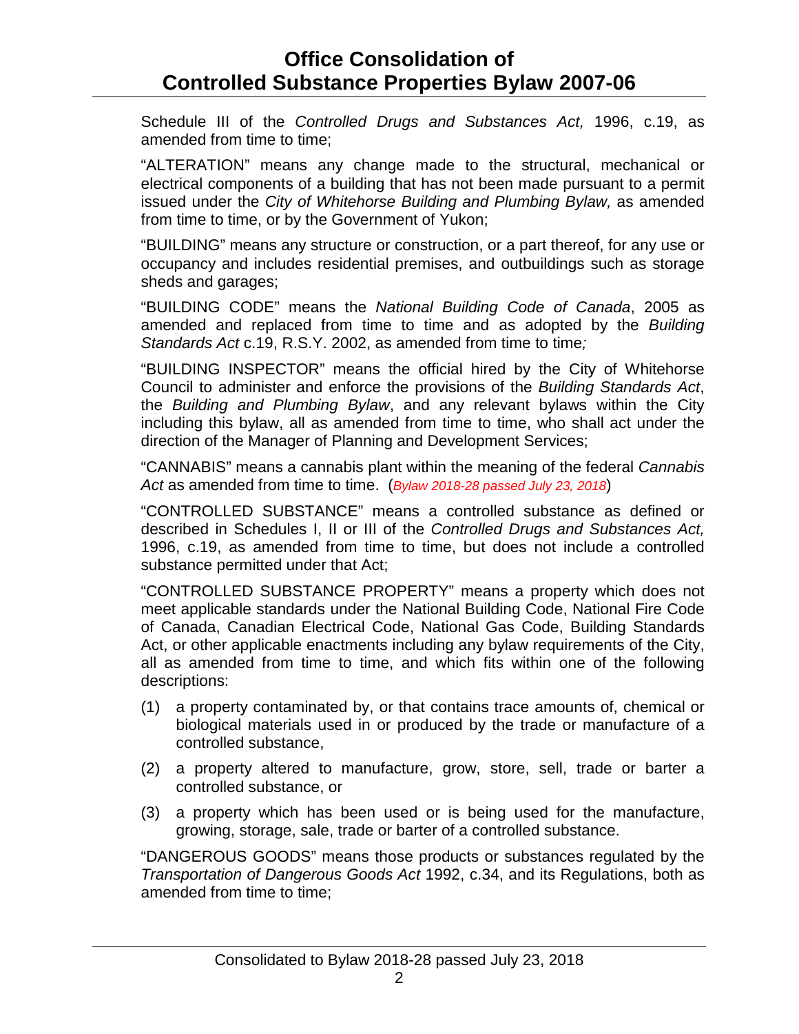Schedule III of the *Controlled Drugs and Substances Act,* 1996, c.19, as amended from time to time;

"ALTERATION" means any change made to the structural, mechanical or electrical components of a building that has not been made pursuant to a permit issued under the *City of Whitehorse Building and Plumbing Bylaw,* as amended from time to time, or by the Government of Yukon;

"BUILDING" means any structure or construction, or a part thereof, for any use or occupancy and includes residential premises, and outbuildings such as storage sheds and garages;

"BUILDING CODE" means the *National Building Code of Canada*, 2005 as amended and replaced from time to time and as adopted by the *Building Standards Act* c.19, R.S.Y. 2002, as amended from time to time*;*

"BUILDING INSPECTOR" means the official hired by the City of Whitehorse Council to administer and enforce the provisions of the *Building Standards Act*, the *Building and Plumbing Bylaw*, and any relevant bylaws within the City including this bylaw, all as amended from time to time, who shall act under the direction of the Manager of Planning and Development Services;

"CANNABIS" means a cannabis plant within the meaning of the federal *Cannabis Act* as amended from time to time. (*Bylaw 2018-28 passed July 23, 2018*)

"CONTROLLED SUBSTANCE" means a controlled substance as defined or described in Schedules I, II or III of the *Controlled Drugs and Substances Act,* 1996, c.19, as amended from time to time, but does not include a controlled substance permitted under that Act;

"CONTROLLED SUBSTANCE PROPERTY" means a property which does not meet applicable standards under the National Building Code, National Fire Code of Canada, Canadian Electrical Code, National Gas Code, Building Standards Act, or other applicable enactments including any bylaw requirements of the City, all as amended from time to time, and which fits within one of the following descriptions:

(1) a property contaminated by, or that contains trace amounts of, chemical or biological materials used in or produced by the trade or manufacture of a controlled substance,

(2) a property altered to manufacture, grow, store, sell, trade or barter a controlled substance, or

(3) a property which has been used or is being used for the manufacture, growing, storage, sale, trade or barter of a controlled substance.

"DANGEROUS GOODS" means those products or substances regulated by the *Transportation of Dangerous Goods Act* 1992, c.34, and its Regulations, both as amended from time to time;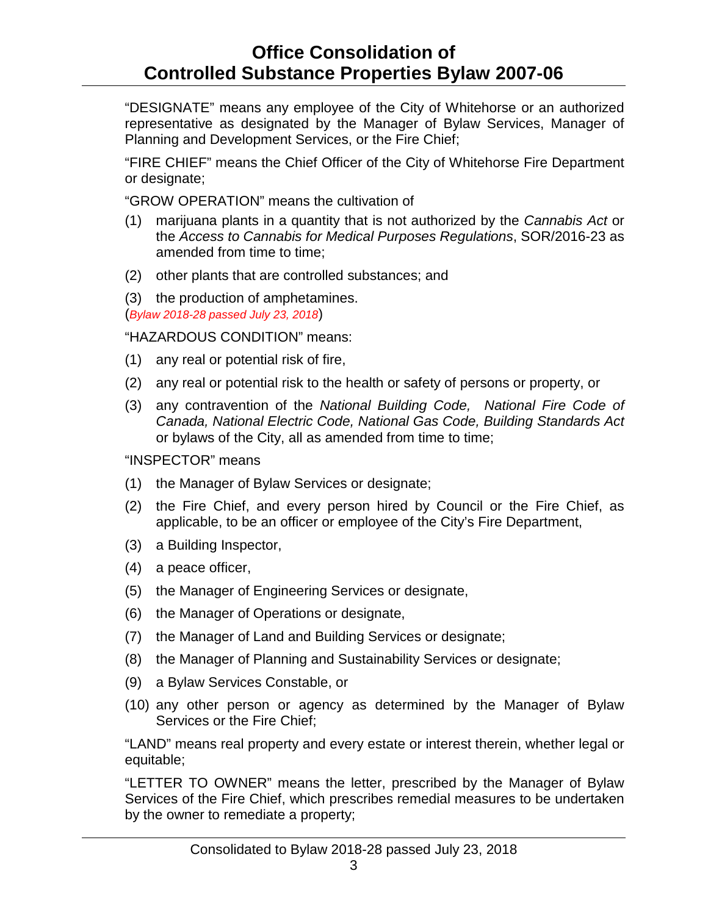"DESIGNATE" means any employee of the City of Whitehorse or an authorized representative as designated by the Manager of Bylaw Services, Manager of Planning and Development Services, or the Fire Chief;

"FIRE CHIEF" means the Chief Officer of the City of Whitehorse Fire Department or designate;

"GROW OPERATION" means the cultivation of

(1) marijuana plants in a quantity that is not authorized by the *Cannabis Act* or the *Access to Cannabis for Medical Purposes Regulations*, SOR/2016-23 as amended from time to time;

(2) other plants that are controlled substances; and

(3) the production of amphetamines.

(*Bylaw 2018-28 passed July 23, 2018*)

"HAZARDOUS CONDITION" means:

(1) any real or potential risk of fire,

(2) any real or potential risk to the health or safety of persons or property, or

(3) any contravention of the *National Building Code, National Fire Code of Canada, National Electric Code, National Gas Code, Building Standards Act* or bylaws of the City, all as amended from time to time;

"INSPECTOR" means

(1) the Manager of Bylaw Services or designate;

(2) the Fire Chief, and every person hired by Council or the Fire Chief, as applicable, to be an officer or employee of the City's Fire Department,

(3) a Building Inspector,

(4) a peace officer,

(5) the Manager of Engineering Services or designate,

(6) the Manager of Operations or designate,

(7) the Manager of Land and Building Services or designate;

(8) the Manager of Planning and Sustainability Services or designate;

(9) a Bylaw Services Constable, or

(10) any other person or agency as determined by the Manager of Bylaw Services or the Fire Chief;

"LAND" means real property and every estate or interest therein, whether legal or equitable;

"LETTER TO OWNER" means the letter, prescribed by the Manager of Bylaw Services of the Fire Chief, which prescribes remedial measures to be undertaken by the owner to remediate a property;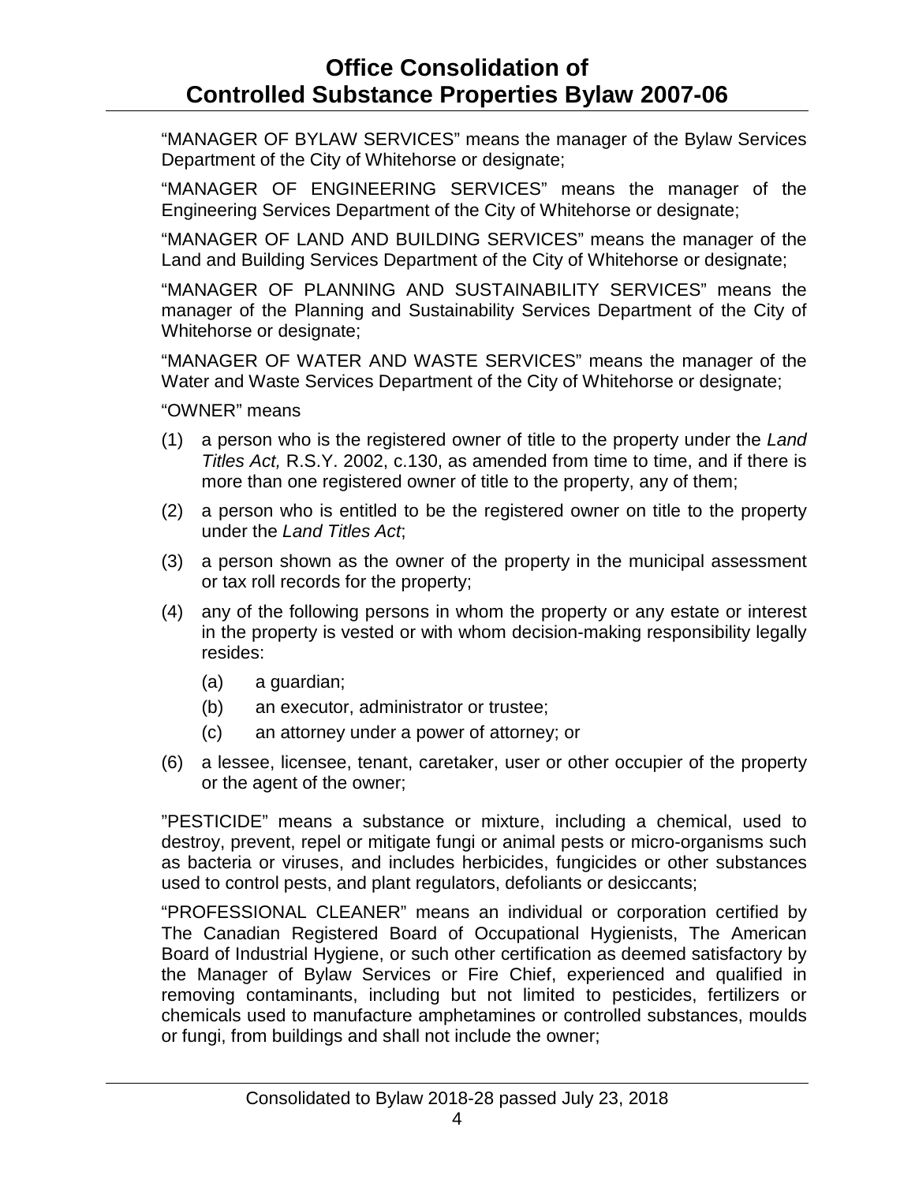"MANAGER OF BYLAW SERVICES" means the manager of the Bylaw Services Department of the City of Whitehorse or designate;

"MANAGER OF ENGINEERING SERVICES" means the manager of the Engineering Services Department of the City of Whitehorse or designate;

"MANAGER OF LAND AND BUILDING SERVICES" means the manager of the Land and Building Services Department of the City of Whitehorse or designate;

"MANAGER OF PLANNING AND SUSTAINABILITY SERVICES" means the manager of the Planning and Sustainability Services Department of the City of Whitehorse or designate;

"MANAGER OF WATER AND WASTE SERVICES" means the manager of the Water and Waste Services Department of the City of Whitehorse or designate;

"OWNER" means

(1) a person who is the registered owner of title to the property under the *Land Titles Act,* R.S.Y. 2002, c.130, as amended from time to time, and if there is more than one registered owner of title to the property, any of them;

(2) a person who is entitled to be the registered owner on title to the property under the *Land Titles Act*;

(3) a person shown as the owner of the property in the municipal assessment or tax roll records for the property;

(4) any of the following persons in whom the property or any estate or interest in the property is vested or with whom decision-making responsibility legally resides:

 (a) a guardian;

 (b) an executor, administrator or trustee;

 (c) an attorney under a power of attorney; or

(6) a lessee, licensee, tenant, caretaker, user or other occupier of the property or the agent of the owner;

"PESTICIDE" means a substance or mixture, including a chemical, used to destroy, prevent, repel or mitigate fungi or animal pests or micro-organisms such as bacteria or viruses, and includes herbicides, fungicides or other substances used to control pests, and plant regulators, defoliants or desiccants;

"PROFESSIONAL CLEANER" means an individual or corporation certified by The Canadian Registered Board of Occupational Hygienists, The American Board of Industrial Hygiene, or such other certification as deemed satisfactory by the Manager of Bylaw Services or Fire Chief, experienced and qualified in removing contaminants, including but not limited to pesticides, fertilizers or chemicals used to manufacture amphetamines or controlled substances, moulds or fungi, from buildings and shall not include the owner;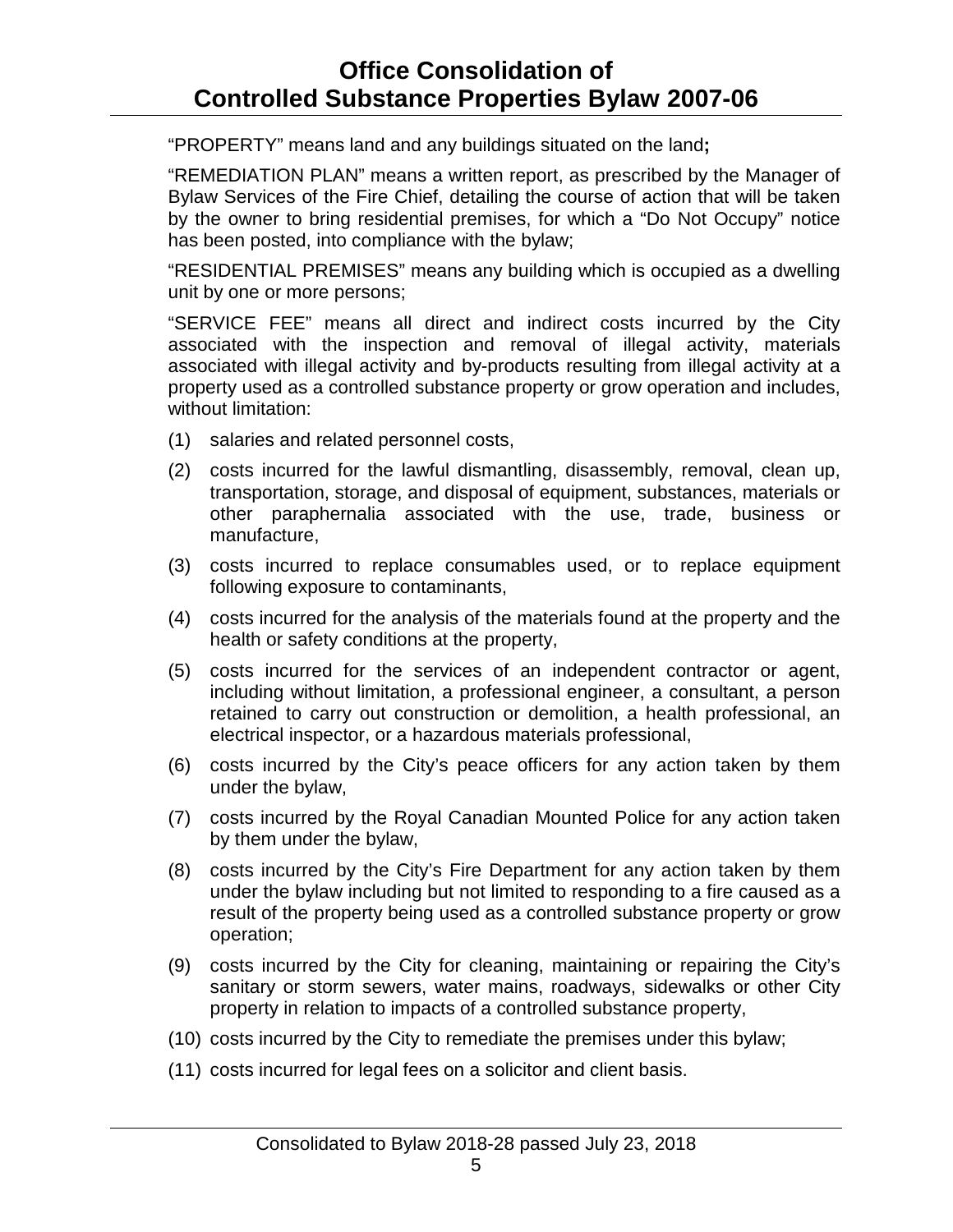"PROPERTY" means land and any buildings situated on the land**;**

"REMEDIATION PLAN" means a written report, as prescribed by the Manager of Bylaw Services of the Fire Chief, detailing the course of action that will be taken by the owner to bring residential premises, for which a "Do Not Occupy" notice has been posted, into compliance with the bylaw;

"RESIDENTIAL PREMISES" means any building which is occupied as a dwelling unit by one or more persons;

"SERVICE FEE" means all direct and indirect costs incurred by the City associated with the inspection and removal of illegal activity, materials associated with illegal activity and by-products resulting from illegal activity at a property used as a controlled substance property or grow operation and includes, without limitation:

(1) salaries and related personnel costs,

(2) costs incurred for the lawful dismantling, disassembly, removal, clean up, transportation, storage, and disposal of equipment, substances, materials or other paraphernalia associated with the use, trade, business or manufacture,

(3) costs incurred to replace consumables used, or to replace equipment following exposure to contaminants,

(4) costs incurred for the analysis of the materials found at the property and the health or safety conditions at the property,

(5) costs incurred for the services of an independent contractor or agent, including without limitation, a professional engineer, a consultant, a person retained to carry out construction or demolition, a health professional, an electrical inspector, or a hazardous materials professional,

(6) costs incurred by the City's peace officers for any action taken by them under the bylaw,

(7) costs incurred by the Royal Canadian Mounted Police for any action taken by them under the bylaw,

(8) costs incurred by the City's Fire Department for any action taken by them under the bylaw including but not limited to responding to a fire caused as a result of the property being used as a controlled substance property or grow operation;

(9) costs incurred by the City for cleaning, maintaining or repairing the City's sanitary or storm sewers, water mains, roadways, sidewalks or other City property in relation to impacts of a controlled substance property,

(10) costs incurred by the City to remediate the premises under this bylaw;

(11) costs incurred for legal fees on a solicitor and client basis.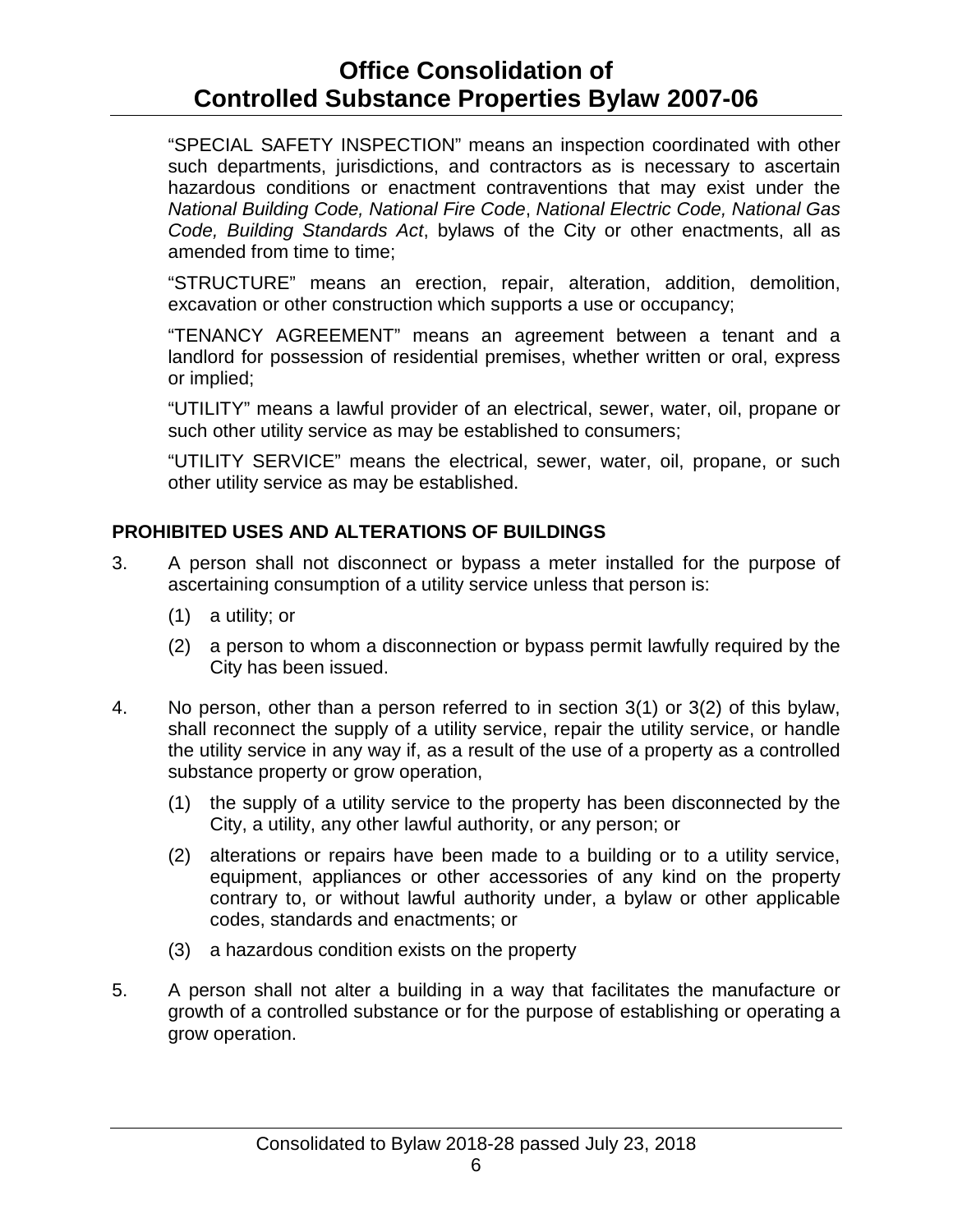"SPECIAL SAFETY INSPECTION" means an inspection coordinated with other such departments, jurisdictions, and contractors as is necessary to ascertain hazardous conditions or enactment contraventions that may exist under the *National Building Code, National Fire Code*, *National Electric Code, National Gas Code, Building Standards Act*, bylaws of the City or other enactments, all as amended from time to time;

"STRUCTURE" means an erection, repair, alteration, addition, demolition, excavation or other construction which supports a use or occupancy;

"TENANCY AGREEMENT" means an agreement between a tenant and a landlord for possession of residential premises, whether written or oral, express or implied;

"UTILITY" means a lawful provider of an electrical, sewer, water, oil, propane or such other utility service as may be established to consumers;

"UTILITY SERVICE" means the electrical, sewer, water, oil, propane, or such other utility service as may be established.

## PROHIBITED USES AND ALTERATIONS OF BUILDINGS

3. A person shall not disconnect or bypass a meter installed for the purpose of ascertaining consumption of a utility service unless that person is:

   (1) a utility; or

   (2) a person to whom a disconnection or bypass permit lawfully required by the City has been issued.

4. No person, other than a person referred to in section 3(1) or 3(2) of this bylaw, shall reconnect the supply of a utility service, repair the utility service, or handle the utility service in any way if, as a result of the use of a property as a controlled substance property or grow operation,

   (1) the supply of a utility service to the property has been disconnected by the City, a utility, any other lawful authority, or any person; or

   (2) alterations or repairs have been made to a building or to a utility service, equipment, appliances or other accessories of any kind on the property contrary to, or without lawful authority under, a bylaw or other applicable codes, standards and enactments; or

   (3) a hazardous condition exists on the property

5. A person shall not alter a building in a way that facilitates the manufacture or growth of a controlled substance or for the purpose of establishing or operating a grow operation.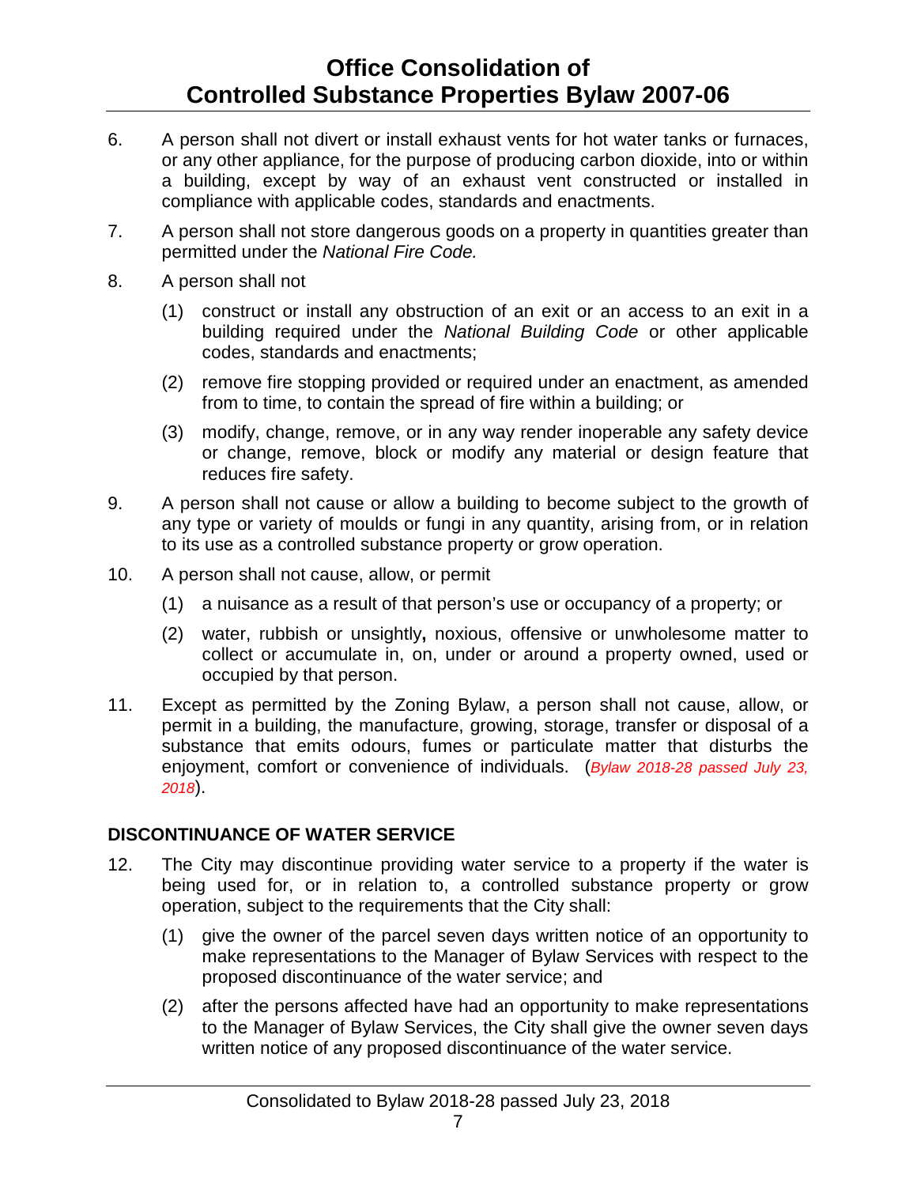6. A person shall not divert or install exhaust vents for hot water tanks or furnaces, or any other appliance, for the purpose of producing carbon dioxide, into or within a building, except by way of an exhaust vent constructed or installed in compliance with applicable codes, standards and enactments.

7. A person shall not store dangerous goods on a property in quantities greater than permitted under the *National Fire Code.*

8. A person shall not

   (1) construct or install any obstruction of an exit or an access to an exit in a building required under the *National Building Code* or other applicable codes, standards and enactments;

   (2) remove fire stopping provided or required under an enactment, as amended from to time, to contain the spread of fire within a building; or

   (3) modify, change, remove, or in any way render inoperable any safety device or change, remove, block or modify any material or design feature that reduces fire safety.

9. A person shall not cause or allow a building to become subject to the growth of any type or variety of moulds or fungi in any quantity, arising from, or in relation to its use as a controlled substance property or grow operation.

10. A person shall not cause, allow, or permit

    (1) a nuisance as a result of that person's use or occupancy of a property; or

    (2) water, rubbish or unsightly**,** noxious, offensive or unwholesome matter to collect or accumulate in, on, under or around a property owned, used or occupied by that person.

11. Except as permitted by the Zoning Bylaw, a person shall not cause, allow, or permit in a building, the manufacture, growing, storage, transfer or disposal of a substance that emits odours, fumes or particulate matter that disturbs the enjoyment, comfort or convenience of individuals. (*Bylaw 2018-28 passed July 23, 2018*).

### DISCONTINUANCE OF WATER SERVICE

12. The City may discontinue providing water service to a property if the water is being used for, or in relation to, a controlled substance property or grow operation, subject to the requirements that the City shall:

    (1) give the owner of the parcel seven days written notice of an opportunity to make representations to the Manager of Bylaw Services with respect to the proposed discontinuance of the water service; and

    (2) after the persons affected have had an opportunity to make representations to the Manager of Bylaw Services, the City shall give the owner seven days written notice of any proposed discontinuance of the water service.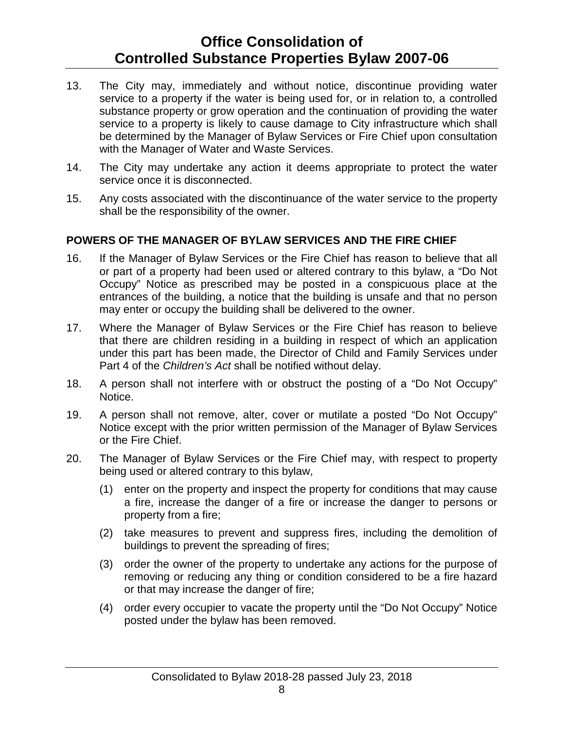13. The City may, immediately and without notice, discontinue providing water service to a property if the water is being used for, or in relation to, a controlled substance property or grow operation and the continuation of providing the water service to a property is likely to cause damage to City infrastructure which shall be determined by the Manager of Bylaw Services or Fire Chief upon consultation with the Manager of Water and Waste Services.

14. The City may undertake any action it deems appropriate to protect the water service once it is disconnected.

15. Any costs associated with the discontinuance of the water service to the property shall be the responsibility of the owner.

## POWERS OF THE MANAGER OF BYLAW SERVICES AND THE FIRE CHIEF

16. If the Manager of Bylaw Services or the Fire Chief has reason to believe that all or part of a property had been used or altered contrary to this bylaw, a "Do Not Occupy" Notice as prescribed may be posted in a conspicuous place at the entrances of the building, a notice that the building is unsafe and that no person may enter or occupy the building shall be delivered to the owner.

17. Where the Manager of Bylaw Services or the Fire Chief has reason to believe that there are children residing in a building in respect of which an application under this part has been made, the Director of Child and Family Services under Part 4 of the *Children's Act* shall be notified without delay.

18. A person shall not interfere with or obstruct the posting of a "Do Not Occupy" Notice.

19. A person shall not remove, alter, cover or mutilate a posted "Do Not Occupy" Notice except with the prior written permission of the Manager of Bylaw Services or the Fire Chief.

20. The Manager of Bylaw Services or the Fire Chief may, with respect to property being used or altered contrary to this bylaw,

    (1) enter on the property and inspect the property for conditions that may cause a fire, increase the danger of a fire or increase the danger to persons or property from a fire;

    (2) take measures to prevent and suppress fires, including the demolition of buildings to prevent the spreading of fires;

    (3) order the owner of the property to undertake any actions for the purpose of removing or reducing any thing or condition considered to be a fire hazard or that may increase the danger of fire;

    (4) order every occupier to vacate the property until the "Do Not Occupy" Notice posted under the bylaw has been removed.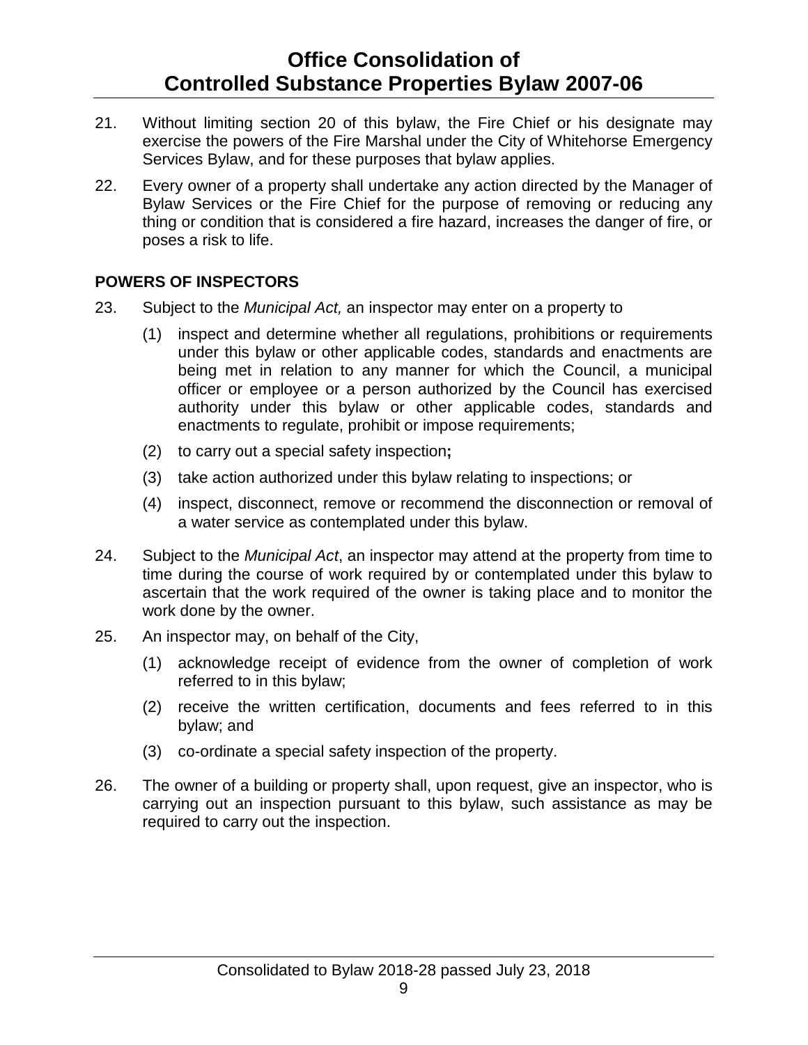21. Without limiting section 20 of this bylaw, the Fire Chief or his designate may exercise the powers of the Fire Marshal under the City of Whitehorse Emergency Services Bylaw, and for these purposes that bylaw applies.

22. Every owner of a property shall undertake any action directed by the Manager of Bylaw Services or the Fire Chief for the purpose of removing or reducing any thing or condition that is considered a fire hazard, increases the danger of fire, or poses a risk to life.

**POWERS OF INSPECTORS**

23. Subject to the *Municipal Act,* an inspector may enter on a property to

    (1) inspect and determine whether all regulations, prohibitions or requirements under this bylaw or other applicable codes, standards and enactments are being met in relation to any manner for which the Council, a municipal officer or employee or a person authorized by the Council has exercised authority under this bylaw or other applicable codes, standards and enactments to regulate, prohibit or impose requirements;

    (2) to carry out a special safety inspection**;**

    (3) take action authorized under this bylaw relating to inspections; or

    (4) inspect, disconnect, remove or recommend the disconnection or removal of a water service as contemplated under this bylaw.

24. Subject to the *Municipal Act*, an inspector may attend at the property from time to time during the course of work required by or contemplated under this bylaw to ascertain that the work required of the owner is taking place and to monitor the work done by the owner.

25. An inspector may, on behalf of the City,

    (1) acknowledge receipt of evidence from the owner of completion of work referred to in this bylaw;

    (2) receive the written certification, documents and fees referred to in this bylaw; and

    (3) co-ordinate a special safety inspection of the property.

26. The owner of a building or property shall, upon request, give an inspector, who is carrying out an inspection pursuant to this bylaw, such assistance as may be required to carry out the inspection.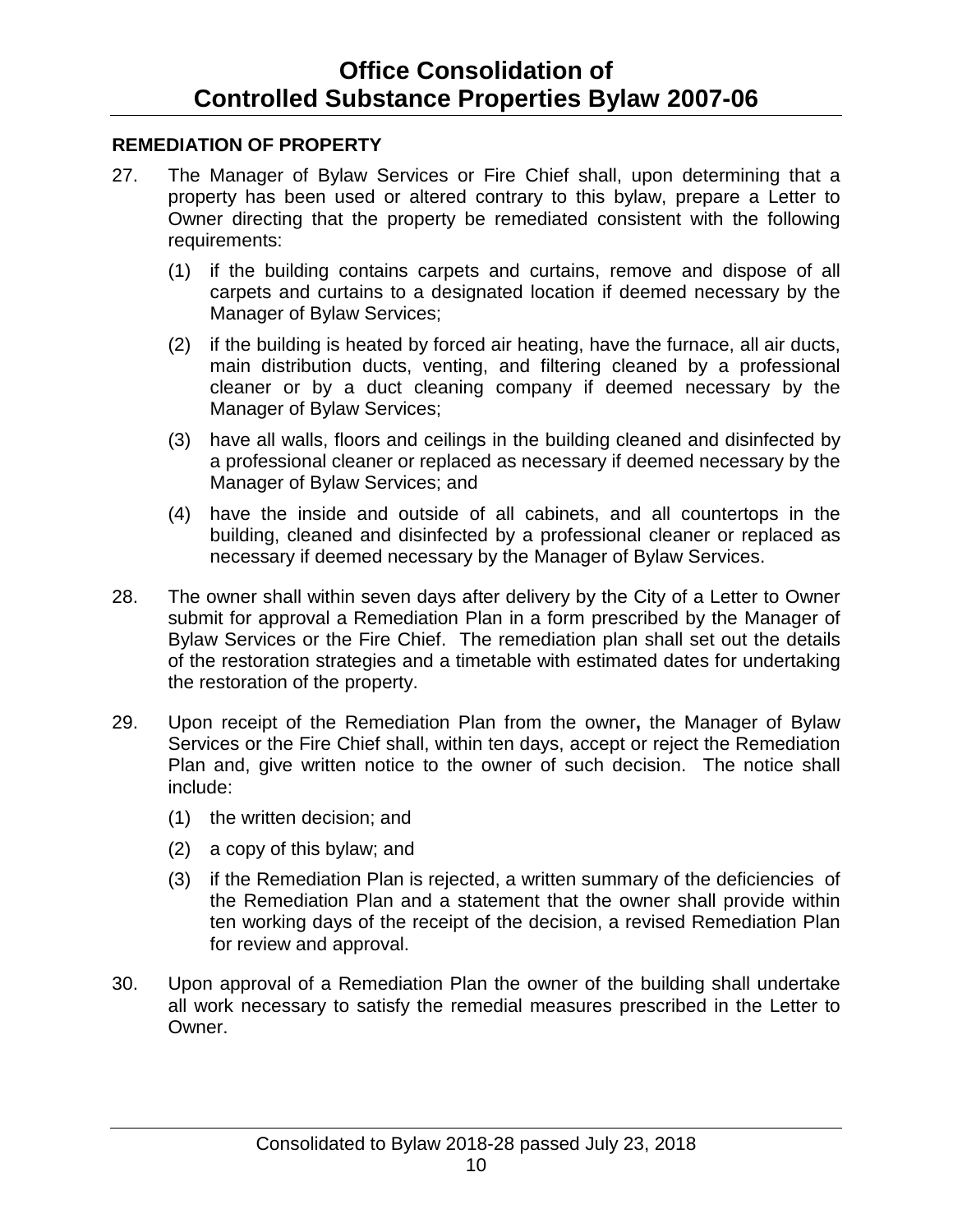## REMEDIATION OF PROPERTY

27. The Manager of Bylaw Services or Fire Chief shall, upon determining that a property has been used or altered contrary to this bylaw, prepare a Letter to Owner directing that the property be remediated consistent with the following requirements:

    (1) if the building contains carpets and curtains, remove and dispose of all carpets and curtains to a designated location if deemed necessary by the Manager of Bylaw Services;

    (2) if the building is heated by forced air heating, have the furnace, all air ducts, main distribution ducts, venting, and filtering cleaned by a professional cleaner or by a duct cleaning company if deemed necessary by the Manager of Bylaw Services;

    (3) have all walls, floors and ceilings in the building cleaned and disinfected by a professional cleaner or replaced as necessary if deemed necessary by the Manager of Bylaw Services; and

    (4) have the inside and outside of all cabinets, and all countertops in the building, cleaned and disinfected by a professional cleaner or replaced as necessary if deemed necessary by the Manager of Bylaw Services.

28. The owner shall within seven days after delivery by the City of a Letter to Owner submit for approval a Remediation Plan in a form prescribed by the Manager of Bylaw Services or the Fire Chief. The remediation plan shall set out the details of the restoration strategies and a timetable with estimated dates for undertaking the restoration of the property.

29. Upon receipt of the Remediation Plan from the owner**,** the Manager of Bylaw Services or the Fire Chief shall, within ten days, accept or reject the Remediation Plan and, give written notice to the owner of such decision. The notice shall include:

    (1) the written decision; and

    (2) a copy of this bylaw; and

    (3) if the Remediation Plan is rejected, a written summary of the deficiencies of the Remediation Plan and a statement that the owner shall provide within ten working days of the receipt of the decision, a revised Remediation Plan for review and approval.

30. Upon approval of a Remediation Plan the owner of the building shall undertake all work necessary to satisfy the remedial measures prescribed in the Letter to Owner.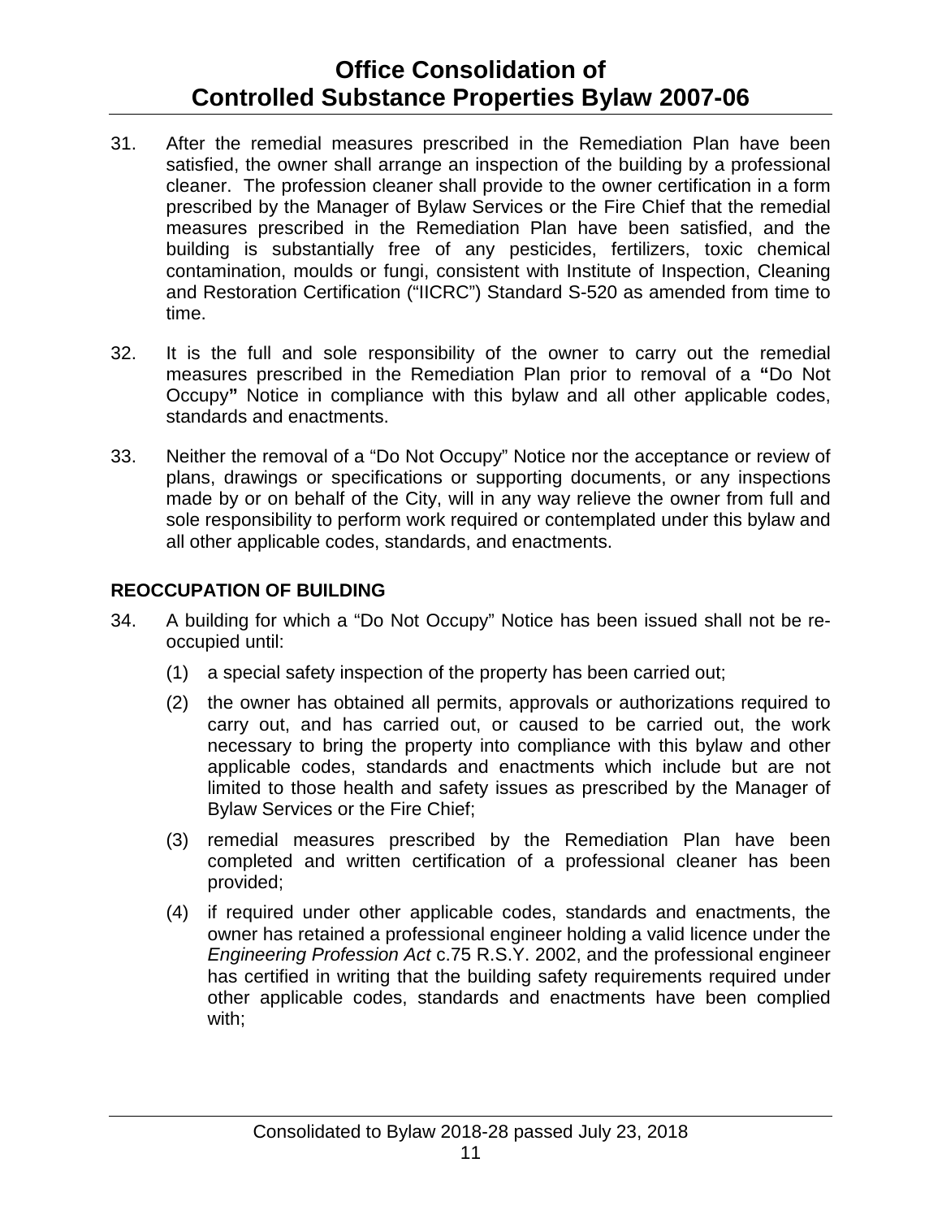31. After the remedial measures prescribed in the Remediation Plan have been satisfied, the owner shall arrange an inspection of the building by a professional cleaner. The profession cleaner shall provide to the owner certification in a form prescribed by the Manager of Bylaw Services or the Fire Chief that the remedial measures prescribed in the Remediation Plan have been satisfied, and the building is substantially free of any pesticides, fertilizers, toxic chemical contamination, moulds or fungi, consistent with Institute of Inspection, Cleaning and Restoration Certification ("IICRC") Standard S-520 as amended from time to time.

32. It is the full and sole responsibility of the owner to carry out the remedial measures prescribed in the Remediation Plan prior to removal of a **"**Do Not Occupy**"** Notice in compliance with this bylaw and all other applicable codes, standards and enactments.

33. Neither the removal of a "Do Not Occupy" Notice nor the acceptance or review of plans, drawings or specifications or supporting documents, or any inspections made by or on behalf of the City, will in any way relieve the owner from full and sole responsibility to perform work required or contemplated under this bylaw and all other applicable codes, standards, and enactments.

## REOCCUPATION OF BUILDING

34. A building for which a "Do Not Occupy" Notice has been issued shall not be re-occupied until:

    (1) a special safety inspection of the property has been carried out;

    (2) the owner has obtained all permits, approvals or authorizations required to carry out, and has carried out, or caused to be carried out, the work necessary to bring the property into compliance with this bylaw and other applicable codes, standards and enactments which include but are not limited to those health and safety issues as prescribed by the Manager of Bylaw Services or the Fire Chief;

    (3) remedial measures prescribed by the Remediation Plan have been completed and written certification of a professional cleaner has been provided;

    (4) if required under other applicable codes, standards and enactments, the owner has retained a professional engineer holding a valid licence under the *Engineering Profession Act* c.75 R.S.Y. 2002, and the professional engineer has certified in writing that the building safety requirements required under other applicable codes, standards and enactments have been complied with;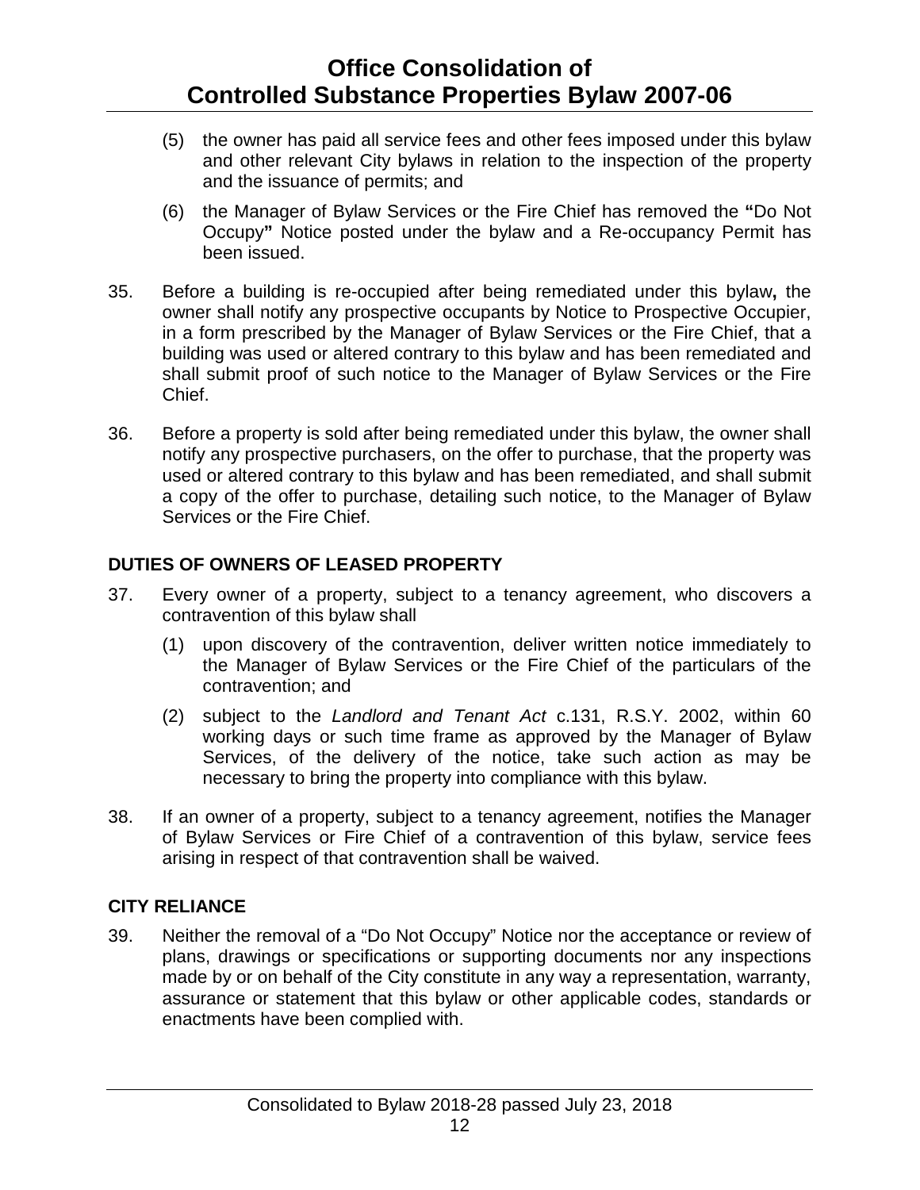(5) the owner has paid all service fees and other fees imposed under this bylaw and other relevant City bylaws in relation to the inspection of the property and the issuance of permits; and

(6) the Manager of Bylaw Services or the Fire Chief has removed the **"**Do Not Occupy**"** Notice posted under the bylaw and a Re-occupancy Permit has been issued.

35. Before a building is re-occupied after being remediated under this bylaw**,** the owner shall notify any prospective occupants by Notice to Prospective Occupier, in a form prescribed by the Manager of Bylaw Services or the Fire Chief, that a building was used or altered contrary to this bylaw and has been remediated and shall submit proof of such notice to the Manager of Bylaw Services or the Fire Chief.

36. Before a property is sold after being remediated under this bylaw, the owner shall notify any prospective purchasers, on the offer to purchase, that the property was used or altered contrary to this bylaw and has been remediated, and shall submit a copy of the offer to purchase, detailing such notice, to the Manager of Bylaw Services or the Fire Chief.

### DUTIES OF OWNERS OF LEASED PROPERTY

37. Every owner of a property, subject to a tenancy agreement, who discovers a contravention of this bylaw shall

(1) upon discovery of the contravention, deliver written notice immediately to the Manager of Bylaw Services or the Fire Chief of the particulars of the contravention; and

(2) subject to the *Landlord and Tenant Act* c.131, R.S.Y. 2002, within 60 working days or such time frame as approved by the Manager of Bylaw Services, of the delivery of the notice, take such action as may be necessary to bring the property into compliance with this bylaw.

38. If an owner of a property, subject to a tenancy agreement, notifies the Manager of Bylaw Services or Fire Chief of a contravention of this bylaw, service fees arising in respect of that contravention shall be waived.

### CITY RELIANCE

39. Neither the removal of a "Do Not Occupy" Notice nor the acceptance or review of plans, drawings or specifications or supporting documents nor any inspections made by or on behalf of the City constitute in any way a representation, warranty, assurance or statement that this bylaw or other applicable codes, standards or enactments have been complied with.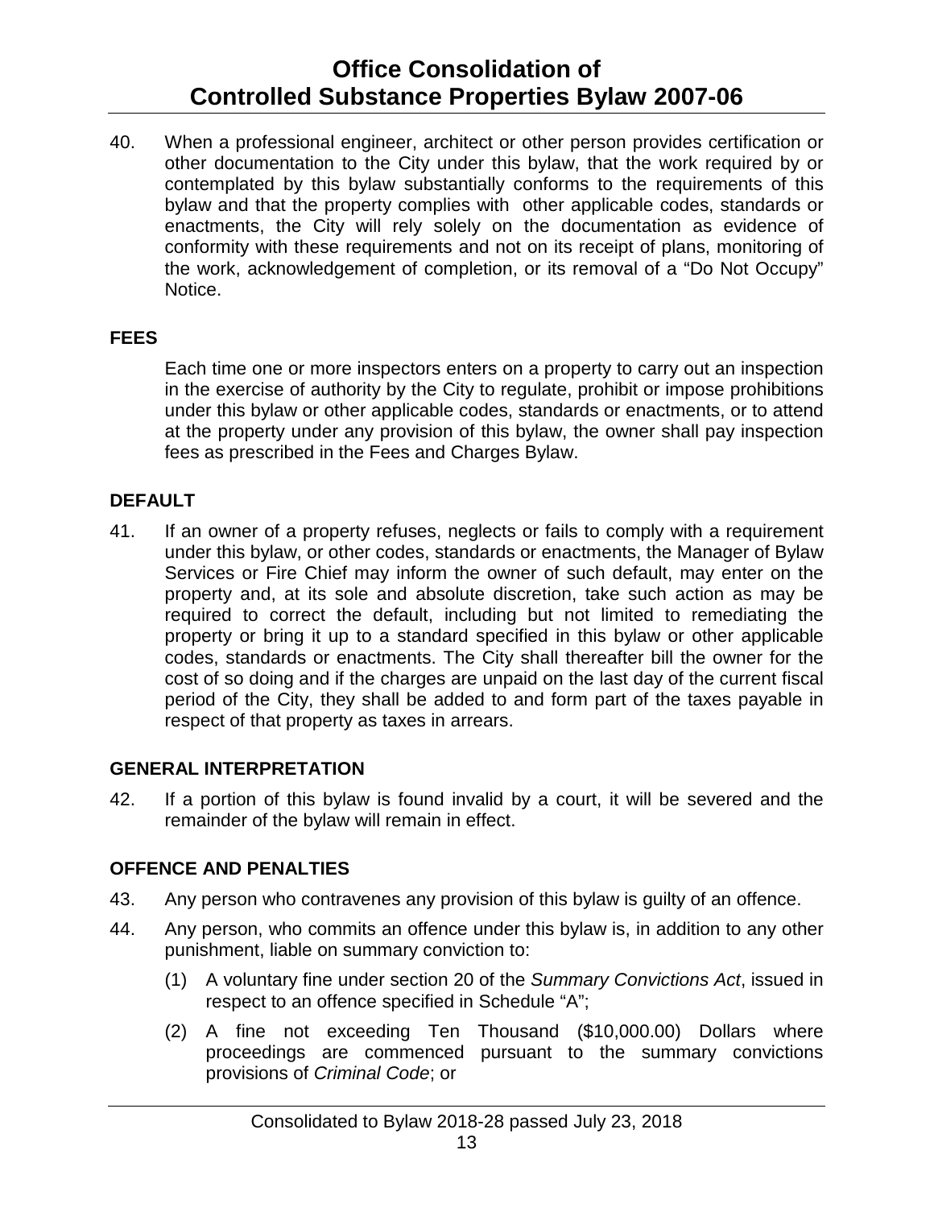40. When a professional engineer, architect or other person provides certification or other documentation to the City under this bylaw, that the work required by or contemplated by this bylaw substantially conforms to the requirements of this bylaw and that the property complies with other applicable codes, standards or enactments, the City will rely solely on the documentation as evidence of conformity with these requirements and not on its receipt of plans, monitoring of the work, acknowledgement of completion, or its removal of a "Do Not Occupy" Notice.

## FEES

Each time one or more inspectors enters on a property to carry out an inspection in the exercise of authority by the City to regulate, prohibit or impose prohibitions under this bylaw or other applicable codes, standards or enactments, or to attend at the property under any provision of this bylaw, the owner shall pay inspection fees as prescribed in the Fees and Charges Bylaw.

## DEFAULT

41. If an owner of a property refuses, neglects or fails to comply with a requirement under this bylaw, or other codes, standards or enactments, the Manager of Bylaw Services or Fire Chief may inform the owner of such default, may enter on the property and, at its sole and absolute discretion, take such action as may be required to correct the default, including but not limited to remediating the property or bring it up to a standard specified in this bylaw or other applicable codes, standards or enactments. The City shall thereafter bill the owner for the cost of so doing and if the charges are unpaid on the last day of the current fiscal period of the City, they shall be added to and form part of the taxes payable in respect of that property as taxes in arrears.

## GENERAL INTERPRETATION

42. If a portion of this bylaw is found invalid by a court, it will be severed and the remainder of the bylaw will remain in effect.

## OFFENCE AND PENALTIES

43. Any person who contravenes any provision of this bylaw is guilty of an offence.

44. Any person, who commits an offence under this bylaw is, in addition to any other punishment, liable on summary conviction to:

    (1) A voluntary fine under section 20 of the *Summary Convictions Act*, issued in respect to an offence specified in Schedule "A";

    (2) A fine not exceeding Ten Thousand ($10,000.00) Dollars where proceedings are commenced pursuant to the summary convictions provisions of *Criminal Code*; or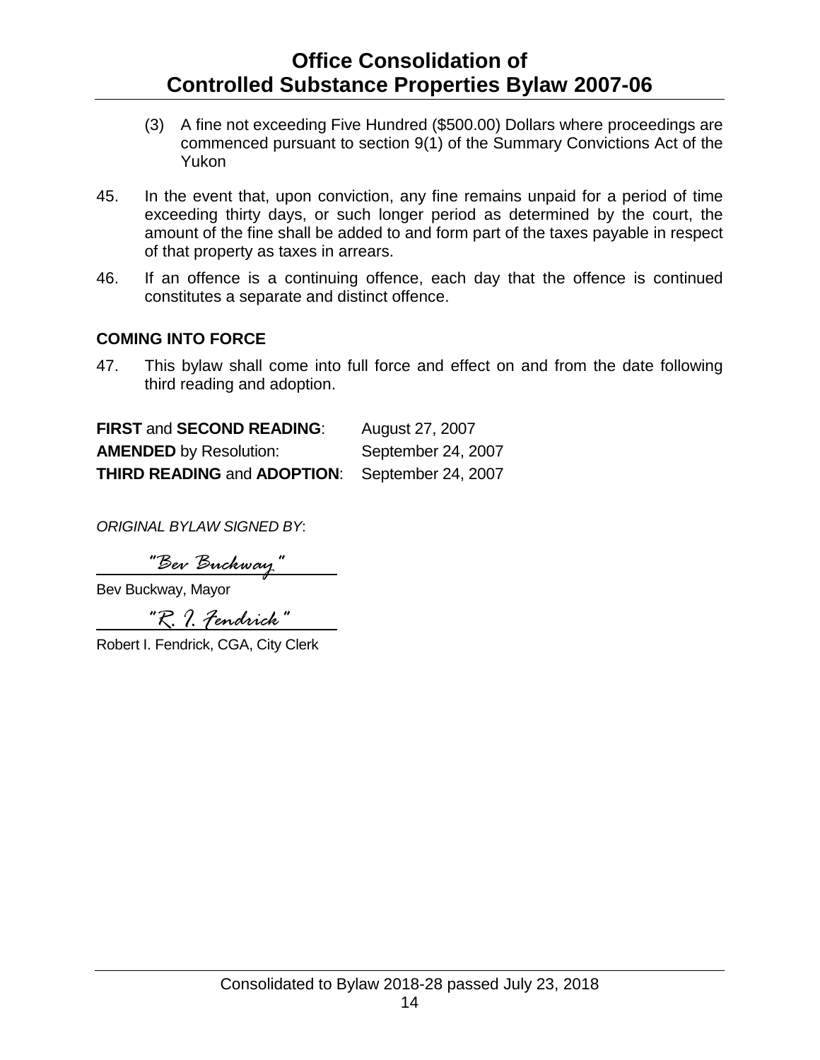(3) A fine not exceeding Five Hundred ($500.00) Dollars where proceedings are commenced pursuant to section 9(1) of the Summary Convictions Act of the Yukon

45. In the event that, upon conviction, any fine remains unpaid for a period of time exceeding thirty days, or such longer period as determined by the court, the amount of the fine shall be added to and form part of the taxes payable in respect of that property as taxes in arrears.

46. If an offence is a continuing offence, each day that the offence is continued constitutes a separate and distinct offence.

**COMING INTO FORCE**

47. This bylaw shall come into full force and effect on and from the date following third reading and adoption.

| | |
|---|---|
| **FIRST** and **SECOND READING**: | August 27, 2007 |
| **AMENDED** by Resolution: | September 24, 2007 |
| **THIRD READING** and **ADOPTION**: | September 24, 2007 |

*ORIGINAL BYLAW SIGNED BY*:

"Bev Buckway"

Bev Buckway, Mayor

"R. I. Fendrick"

Robert I. Fendrick, CGA, City Clerk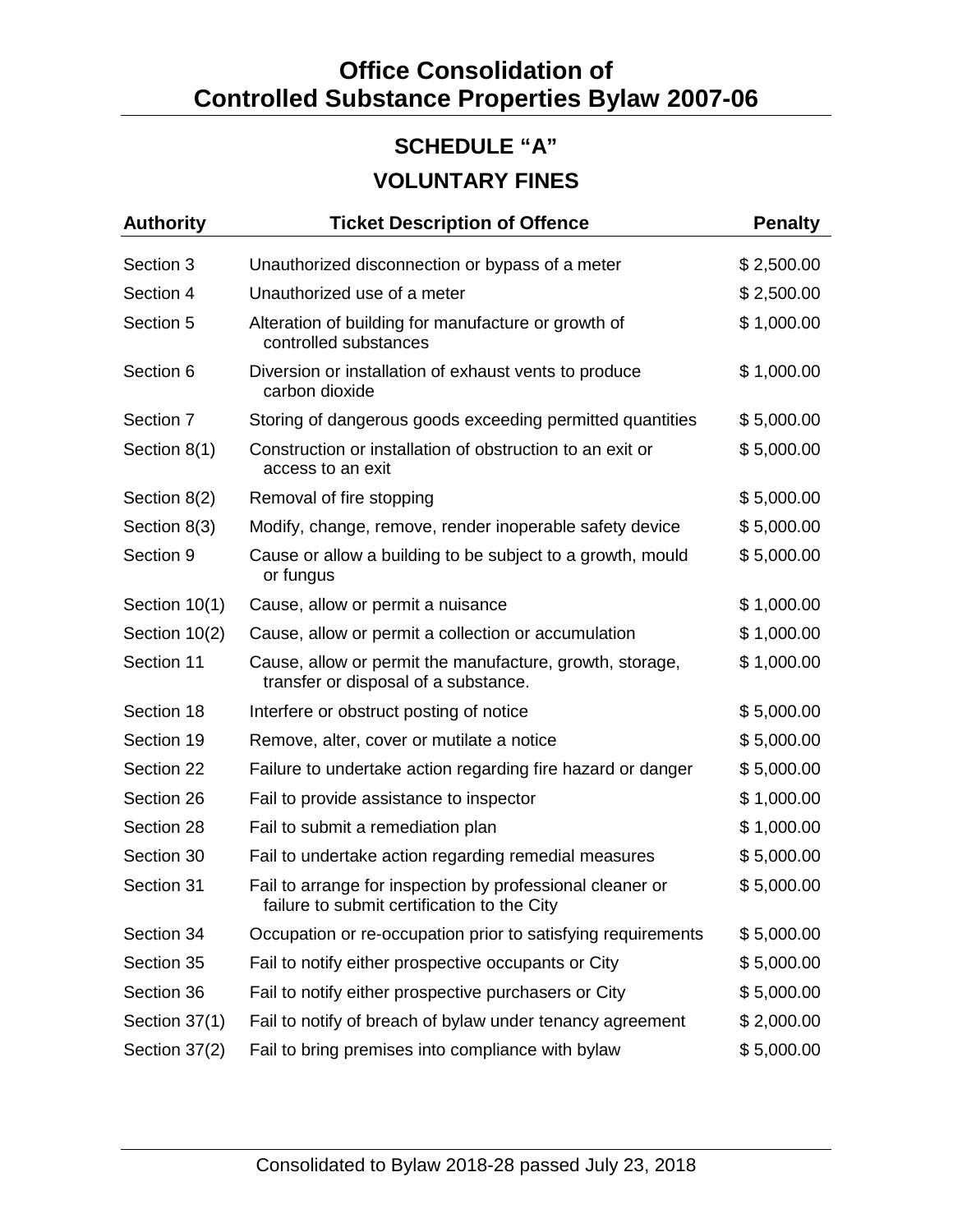# Office Consolidation of Controlled Substance Properties Bylaw 2007-06

## SCHEDULE "A"

## VOLUNTARY FINES

| Authority | Ticket Description of Offence | Penalty |
|---|---|---|
| Section 3 | Unauthorized disconnection or bypass of a meter | $ 2,500.00 |
| Section 4 | Unauthorized use of a meter | $ 2,500.00 |
| Section 5 | Alteration of building for manufacture or growth of controlled substances | $ 1,000.00 |
| Section 6 | Diversion or installation of exhaust vents to produce carbon dioxide | $ 1,000.00 |
| Section 7 | Storing of dangerous goods exceeding permitted quantities | $ 5,000.00 |
| Section 8(1) | Construction or installation of obstruction to an exit or access to an exit | $ 5,000.00 |
| Section 8(2) | Removal of fire stopping | $ 5,000.00 |
| Section 8(3) | Modify, change, remove, render inoperable safety device | $ 5,000.00 |
| Section 9 | Cause or allow a building to be subject to a growth, mould or fungus | $ 5,000.00 |
| Section 10(1) | Cause, allow or permit a nuisance | $ 1,000.00 |
| Section 10(2) | Cause, allow or permit a collection or accumulation | $ 1,000.00 |
| Section 11 | Cause, allow or permit the manufacture, growth, storage, transfer or disposal of a substance. | $ 1,000.00 |
| Section 18 | Interfere or obstruct posting of notice | $ 5,000.00 |
| Section 19 | Remove, alter, cover or mutilate a notice | $ 5,000.00 |
| Section 22 | Failure to undertake action regarding fire hazard or danger | $ 5,000.00 |
| Section 26 | Fail to provide assistance to inspector | $ 1,000.00 |
| Section 28 | Fail to submit a remediation plan | $ 1,000.00 |
| Section 30 | Fail to undertake action regarding remedial measures | $ 5,000.00 |
| Section 31 | Fail to arrange for inspection by professional cleaner or failure to submit certification to the City | $ 5,000.00 |
| Section 34 | Occupation or re-occupation prior to satisfying requirements | $ 5,000.00 |
| Section 35 | Fail to notify either prospective occupants or City | $ 5,000.00 |
| Section 36 | Fail to notify either prospective purchasers or City | $ 5,000.00 |
| Section 37(1) | Fail to notify of breach of bylaw under tenancy agreement | $ 2,000.00 |
| Section 37(2) | Fail to bring premises into compliance with bylaw | $ 5,000.00 |

Consolidated to Bylaw 2018-28 passed July 23, 2018